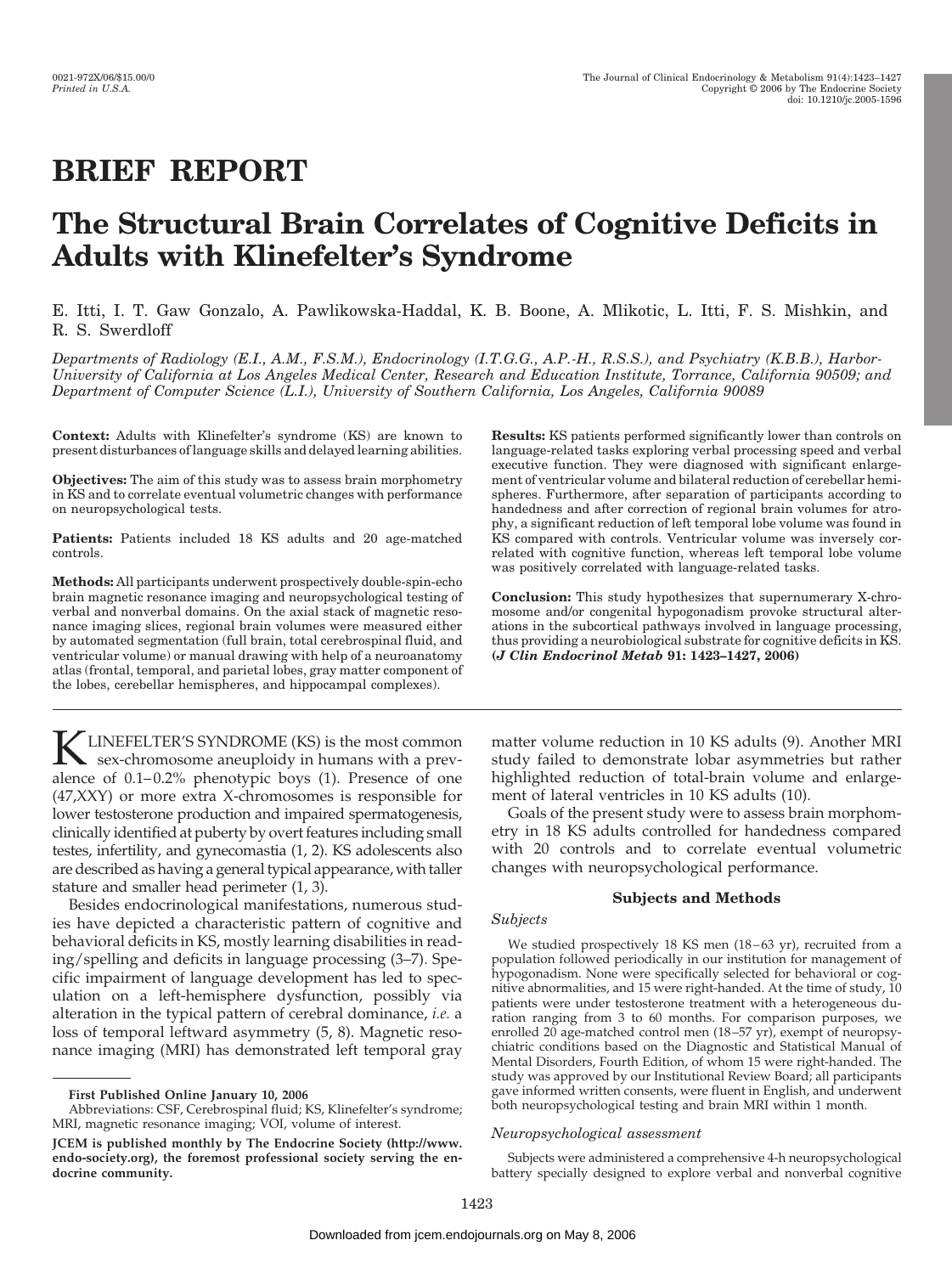# BRIEF REPORT

# The Structural Brain Correlates of Cognitive Deficits in Adults with Klinefelter's Syndrome

E. Itti, I. T. Gaw Gonzalo, A. Pawlikowska-Haddal, K. B. Boone, A. Mlikotic, L. Itti, F. S. Mishkin, and R. S. Swerdloff

*Departments of Radiology (E.I., A.M., F.S.M.), Endocrinology (I.T.G.G., A.P.-H., R.S.S.), and Psychiatry (K.B.B.), Harbor-University of California at Los Angeles Medical Center, Research and Education Institute, Torrance, California 90509; and Department of Computer Science (L.I.), University of Southern California, Los Angeles, California 90089*

**Context:** Adults with Klinefelter's syndrome (KS) are known to present disturbances of language skills and delayed learning abilities.

**Objectives:** The aim of this study was to assess brain morphometry in KS and to correlate eventual volumetric changes with performance on neuropsychological tests.

**Patients:** Patients included 18 KS adults and 20 age-matched controls.

**Methods:** All participants underwent prospectively double-spin-echo brain magnetic resonance imaging and neuropsychological testing of verbal and nonverbal domains. On the axial stack of magnetic resonance imaging slices, regional brain volumes were measured either by automated segmentation (full brain, total cerebrospinal fluid, and ventricular volume) or manual drawing with help of a neuroanatomy atlas (frontal, temporal, and parietal lobes, gray matter component of the lobes, cerebellar hemispheres, and hippocampal complexes).

**Results:** KS patients performed significantly lower than controls on language-related tasks exploring verbal processing speed and verbal executive function. They were diagnosed with significant enlargement of ventricular volume and bilateral reduction of cerebellar hemispheres. Furthermore, after separation of participants according to handedness and after correction of regional brain volumes for atrophy, a significant reduction of left temporal lobe volume was found in KS compared with controls. Ventricular volume was inversely correlated with cognitive function, whereas left temporal lobe volume was positively correlated with language-related tasks.

**Conclusion:** This study hypothesizes that supernumerary X-chromosome and/or congenital hypogonadism provoke structural alterations in the subcortical pathways involved in language processing, thus providing a neurobiological substrate for cognitive deficits in KS. **(*J Clin Endocrinol Metab* 91: 1423–1427, 2006)**

KLINEFELTER'S SYNDROME (KS) is the most common sex-chromosome aneuploidy in humans with a prevalence of 0.1–0.2% phenotypic boys (1). Presence of one (47,XXY) or more extra X-chromosomes is responsible for lower testosterone production and impaired spermatogenesis, clinically identified at puberty by overt features including small testes, infertility, and gynecomastia (1, 2). KS adolescents also are described as having a general typical appearance, with taller stature and smaller head perimeter (1, 3).

Besides endocrinological manifestations, numerous studies have depicted a characteristic pattern of cognitive and behavioral deficits in KS, mostly learning disabilities in reading/spelling and deficits in language processing (3–7). Specific impairment of language development has led to speculation on a left-hemisphere dysfunction, possibly via alteration in the typical pattern of cerebral dominance, *i.e.* a loss of temporal leftward asymmetry (5, 8). Magnetic resonance imaging (MRI) has demonstrated left temporal gray matter volume reduction in 10 KS adults (9). Another MRI study failed to demonstrate lobar asymmetries but rather highlighted reduction of total-brain volume and enlargement of lateral ventricles in 10 KS adults (10).

Goals of the present study were to assess brain morphometry in 18 KS adults controlled for handedness compared with 20 controls and to correlate eventual volumetric changes with neuropsychological performance.

## Subjects and Methods

### *Subjects*

We studied prospectively 18 KS men (18–63 yr), recruited from a population followed periodically in our institution for management of hypogonadism. None were specifically selected for behavioral or cognitive abnormalities, and 15 were right-handed. At the time of study, 10 patients were under testosterone treatment with a heterogeneous duration ranging from 3 to 60 months. For comparison purposes, we enrolled 20 age-matched control men (18–57 yr), exempt of neuropsychiatric conditions based on the Diagnostic and Statistical Manual of Mental Disorders, Fourth Edition, of whom 15 were right-handed. The study was approved by our Institutional Review Board; all participants gave informed written consents, were fluent in English, and underwent both neuropsychological testing and brain MRI within 1 month.

### *Neuropsychological assessment*

Subjects were administered a comprehensive 4-h neuropsychological battery specially designed to explore verbal and nonverbal cognitive

---

**First Published Online January 10, 2006**

Abbreviations: CSF, Cerebrospinal fluid; KS, Klinefelter's syndrome; MRI, magnetic resonance imaging; VOI, volume of interest.

**JCEM is published monthly by The Endocrine Society (http://www.endo-society.org), the foremost professional society serving the endocrine community.**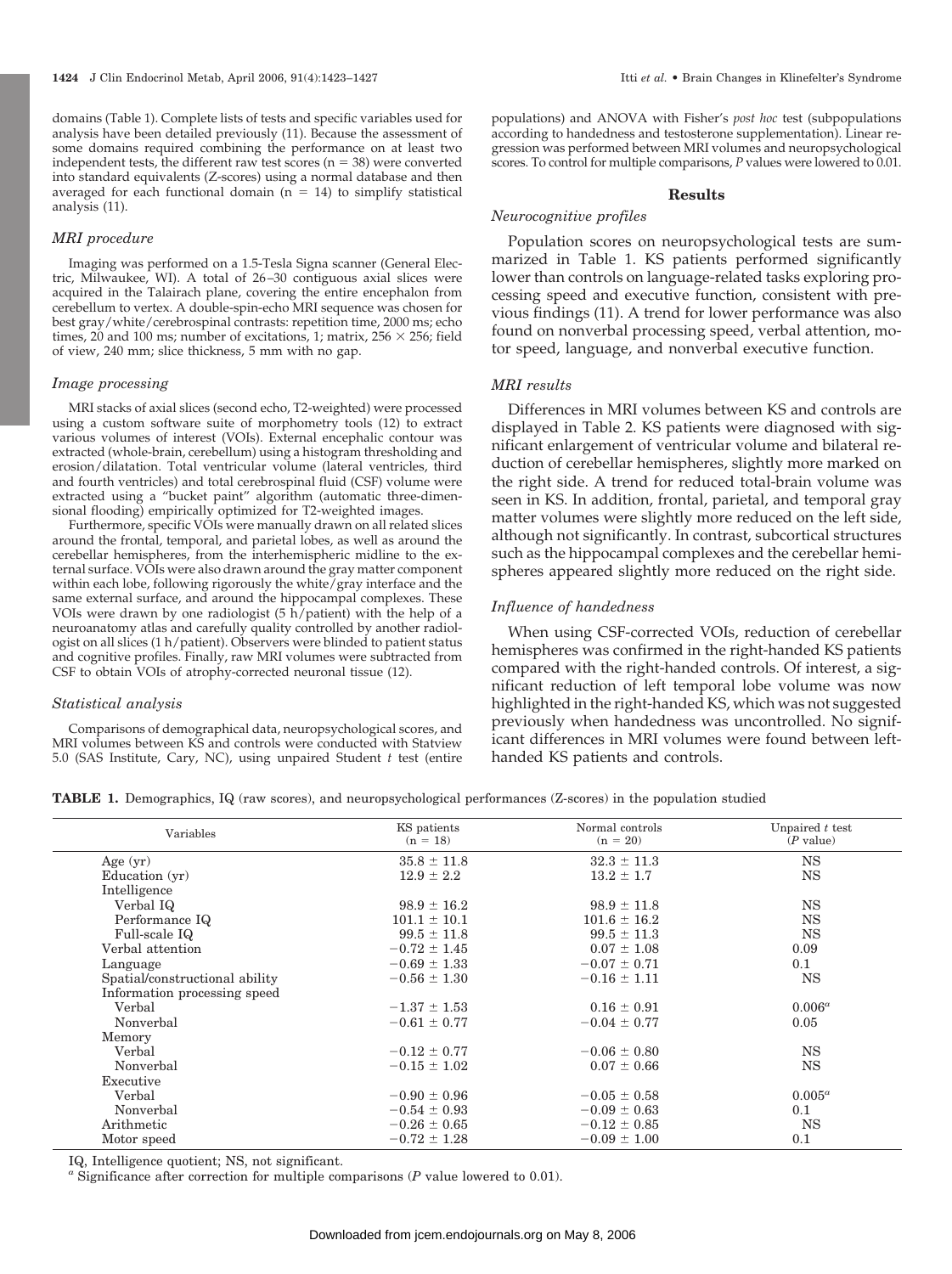domains (Table 1). Complete lists of tests and specific variables used for analysis have been detailed previously (11). Because the assessment of some domains required combining the performance on at least two independent tests, the different raw test scores (n = 38) were converted into standard equivalents (Z-scores) using a normal database and then averaged for each functional domain (n = 14) to simplify statistical analysis (11).

### *MRI procedure*

Imaging was performed on a 1.5-Tesla Signa scanner (General Electric, Milwaukee, WI). A total of 26–30 contiguous axial slices were acquired in the Talairach plane, covering the entire encephalon from cerebellum to vertex. A double-spin-echo MRI sequence was chosen for best gray/white/cerebrospinal contrasts: repetition time, 2000 ms; echo times, 20 and 100 ms; number of excitations, 1; matrix, $256 \times 256$; field of view, 240 mm; slice thickness, 5 mm with no gap.

### *Image processing*

MRI stacks of axial slices (second echo, T2-weighted) were processed using a custom software suite of morphometry tools (12) to extract various volumes of interest (VOIs). External encephalic contour was extracted (whole-brain, cerebellum) using a histogram thresholding and erosion/dilatation. Total ventricular volume (lateral ventricles, third and fourth ventricles) and total cerebrospinal fluid (CSF) volume were extracted using a "bucket paint" algorithm (automatic three-dimensional flooding) empirically optimized for T2-weighted images.

Furthermore, specific VOIs were manually drawn on all related slices around the frontal, temporal, and parietal lobes, as well as around the cerebellar hemispheres, from the interhemispheric midline to the external surface. VOIs were also drawn around the gray matter component within each lobe, following rigorously the white/gray interface and the same external surface, and around the hippocampal complexes. These VOIs were drawn by one radiologist (5 h/patient) with the help of a neuroanatomy atlas and carefully quality controlled by another radiologist on all slices (1 h/patient). Observers were blinded to patient status and cognitive profiles. Finally, raw MRI volumes were subtracted from CSF to obtain VOIs of atrophy-corrected neuronal tissue (12).

### *Statistical analysis*

Comparisons of demographical data, neuropsychological scores, and MRI volumes between KS and controls were conducted with Statview 5.0 (SAS Institute, Cary, NC), using unpaired Student *t* test (entire populations) and ANOVA with Fisher's *post hoc* test (subpopulations according to handedness and testosterone supplementation). Linear regression was performed between MRI volumes and neuropsychological scores. To control for multiple comparisons, *P* values were lowered to 0.01.

## Results

### *Neurocognitive profiles*

Population scores on neuropsychological tests are summarized in Table 1. KS patients performed significantly lower than controls on language-related tasks exploring processing speed and executive function, consistent with previous findings (11). A trend for lower performance was also found on nonverbal processing speed, verbal attention, motor speed, language, and nonverbal executive function.

### *MRI results*

Differences in MRI volumes between KS and controls are displayed in Table 2. KS patients were diagnosed with significant enlargement of ventricular volume and bilateral reduction of cerebellar hemispheres, slightly more marked on the right side. A trend for reduced total-brain volume was seen in KS. In addition, frontal, parietal, and temporal gray matter volumes were slightly more reduced on the left side, although not significantly. In contrast, subcortical structures such as the hippocampal complexes and the cerebellar hemispheres appeared slightly more reduced on the right side.

### *Influence of handedness*

When using CSF-corrected VOIs, reduction of cerebellar hemispheres was confirmed in the right-handed KS patients compared with the right-handed controls. Of interest, a significant reduction of left temporal lobe volume was now highlighted in the right-handed KS, which was not suggested previously when handedness was uncontrolled. No significant differences in MRI volumes were found between left-handed KS patients and controls.

**TABLE 1.** Demographics, IQ (raw scores), and neuropsychological performances (Z-scores) in the population studied

| Variables | KS patients (n = 18) | Normal controls (n = 20) | Unpaired *t* test (*P* value) |
|---|---|---|---|
| Age (yr) | 35.8 ± 11.8 | 32.3 ± 11.3 | NS |
| Education (yr) | 12.9 ± 2.2 | 13.2 ± 1.7 | NS |
| Intelligence | | | |
| Verbal IQ | 98.9 ± 16.2 | 98.9 ± 11.8 | NS |
| Performance IQ | 101.1 ± 10.1 | 101.6 ± 16.2 | NS |
| Full-scale IQ | 99.5 ± 11.8 | 99.5 ± 11.3 | NS |
| Verbal attention | −0.72 ± 1.45 | 0.07 ± 1.08 | 0.09 |
| Language | −0.69 ± 1.33 | −0.07 ± 0.71 | 0.1 |
| Spatial/constructional ability | −0.56 ± 1.30 | −0.16 ± 1.11 | NS |
| Information processing speed | | | |
| Verbal | −1.37 ± 1.53 | 0.16 ± 0.91 | 0.006[a] |
| Nonverbal | −0.61 ± 0.77 | −0.04 ± 0.77 | 0.05 |
| Memory | | | |
| Verbal | −0.12 ± 0.77 | −0.06 ± 0.80 | NS |
| Nonverbal | −0.15 ± 1.02 | 0.07 ± 0.66 | NS |
| Executive | | | |
| Verbal | −0.90 ± 0.96 | −0.05 ± 0.58 | 0.005[a] |
| Nonverbal | −0.54 ± 0.93 | −0.09 ± 0.63 | 0.1 |
| Arithmetic | −0.26 ± 0.65 | −0.12 ± 0.85 | NS |
| Motor speed | −0.72 ± 1.28 | −0.09 ± 1.00 | 0.1 |

IQ, Intelligence quotient; NS, not significant.

[a] Significance after correction for multiple comparisons (*P* value lowered to 0.01).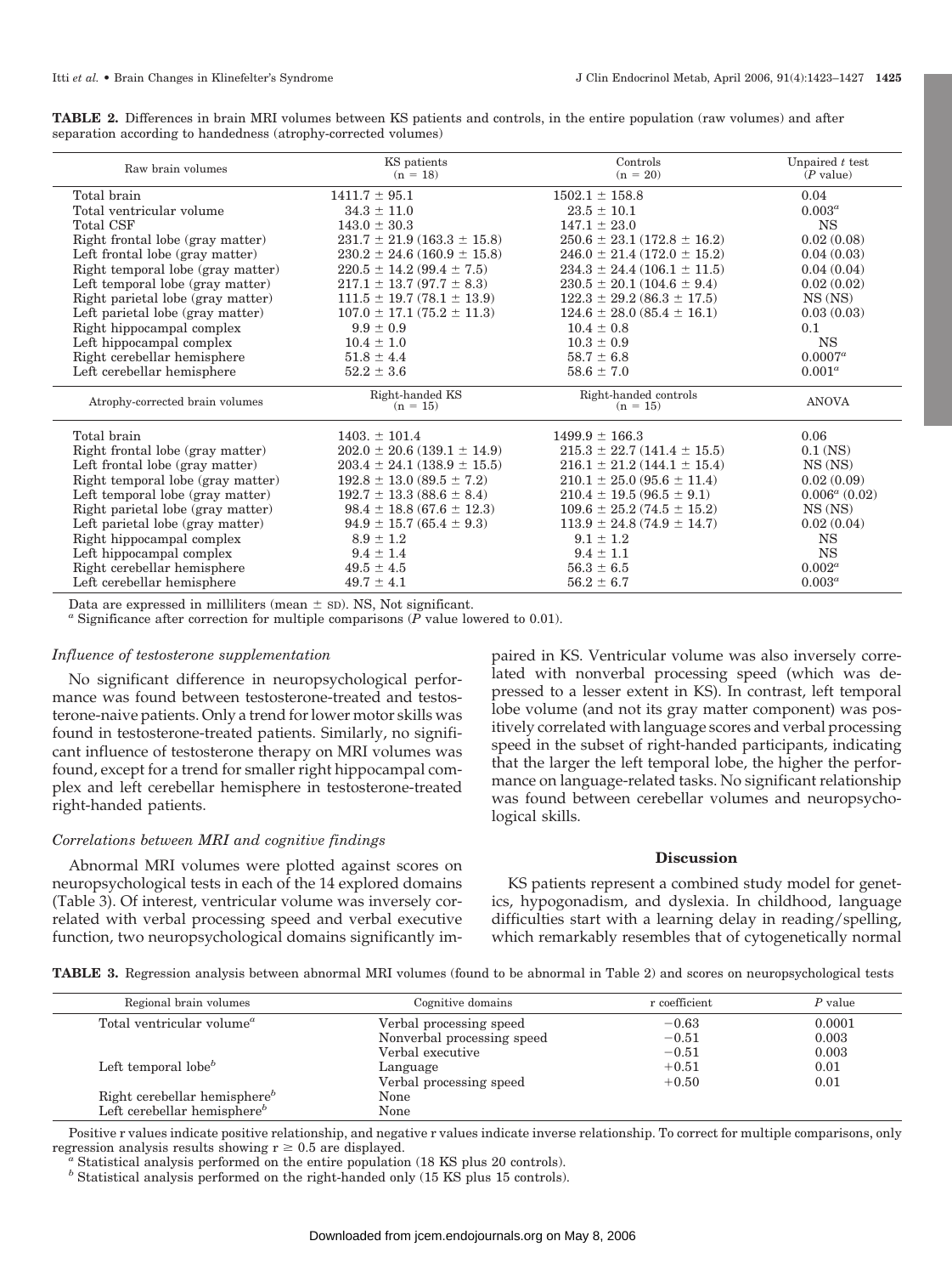**TABLE 2.** Differences in brain MRI volumes between KS patients and controls, in the entire population (raw volumes) and after separation according to handedness (atrophy-corrected volumes)

| Raw brain volumes | KS patients (n = 18) | Controls (n = 20) | Unpaired *t* test (*P* value) |
|---|---|---|---|
| Total brain | 1411.7 ± 95.1 | 1502.1 ± 158.8 | 0.04 |
| Total ventricular volume | 34.3 ± 11.0 | 23.5 ± 10.1 | 0.003[a] |
| Total CSF | 143.0 ± 30.3 | 147.1 ± 23.0 | NS |
| Right frontal lobe (gray matter) | 231.7 ± 21.9 (163.3 ± 15.8) | 250.6 ± 23.1 (172.8 ± 16.2) | 0.02 (0.08) |
| Left frontal lobe (gray matter) | 230.2 ± 24.6 (160.9 ± 15.8) | 246.0 ± 21.4 (172.0 ± 15.2) | 0.04 (0.03) |
| Right temporal lobe (gray matter) | 220.5 ± 14.2 (99.4 ± 7.5) | 234.3 ± 24.4 (106.1 ± 11.5) | 0.04 (0.04) |
| Left temporal lobe (gray matter) | 217.1 ± 13.7 (97.7 ± 8.3) | 230.5 ± 20.1 (104.6 ± 9.4) | 0.02 (0.02) |
| Right parietal lobe (gray matter) | 111.5 ± 19.7 (78.1 ± 13.9) | 122.3 ± 29.2 (86.3 ± 17.5) | NS (NS) |
| Left parietal lobe (gray matter) | 107.0 ± 17.1 (75.2 ± 11.3) | 124.6 ± 28.0 (85.4 ± 16.1) | 0.03 (0.03) |
| Right hippocampal complex | 9.9 ± 0.9 | 10.4 ± 0.8 | 0.1 |
| Left hippocampal complex | 10.4 ± 1.0 | 10.3 ± 0.9 | NS |
| Right cerebellar hemisphere | 51.8 ± 4.4 | 58.7 ± 6.8 | 0.0007[a] |
| Left cerebellar hemisphere | 52.2 ± 3.6 | 58.6 ± 7.0 | 0.001[a] |
| **Atrophy-corrected brain volumes** | **Right-handed KS (n = 15)** | **Right-handed controls (n = 15)** | **ANOVA** |
| Total brain | 1403. ± 101.4 | 1499.9 ± 166.3 | 0.06 |
| Right frontal lobe (gray matter) | 202.0 ± 20.6 (139.1 ± 14.9) | 215.3 ± 22.7 (141.4 ± 15.5) | 0.1 (NS) |
| Left frontal lobe (gray matter) | 203.4 ± 24.1 (138.9 ± 15.5) | 216.1 ± 21.2 (144.1 ± 15.4) | NS (NS) |
| Right temporal lobe (gray matter) | 192.8 ± 13.0 (89.5 ± 7.2) | 210.1 ± 25.0 (95.6 ± 11.4) | 0.02 (0.09) |
| Left temporal lobe (gray matter) | 192.7 ± 13.3 (88.6 ± 8.4) | 210.4 ± 19.5 (96.5 ± 9.1) | 0.006[a] (0.02) |
| Right parietal lobe (gray matter) | 98.4 ± 18.8 (67.6 ± 12.3) | 109.6 ± 25.2 (74.5 ± 15.2) | NS (NS) |
| Left parietal lobe (gray matter) | 94.9 ± 15.7 (65.4 ± 9.3) | 113.9 ± 24.8 (74.9 ± 14.7) | 0.02 (0.04) |
| Right hippocampal complex | 8.9 ± 1.2 | 9.1 ± 1.2 | NS |
| Left hippocampal complex | 9.4 ± 1.4 | 9.4 ± 1.1 | NS |
| Right cerebellar hemisphere | 49.5 ± 4.5 | 56.3 ± 6.5 | 0.002[a] |
| Left cerebellar hemisphere | 49.7 ± 4.1 | 56.2 ± 6.7 | 0.003[a] |

Data are expressed in milliliters (mean ± SD). NS, Not significant.

[a] Significance after correction for multiple comparisons (*P* value lowered to 0.01).

### *Influence of testosterone supplementation*

No significant difference in neuropsychological performance was found between testosterone-treated and testosterone-naive patients. Only a trend for lower motor skills was found in testosterone-treated patients. Similarly, no significant influence of testosterone therapy on MRI volumes was found, except for a trend for smaller right hippocampal complex and left cerebellar hemisphere in testosterone-treated right-handed patients.

### *Correlations between MRI and cognitive findings*

Abnormal MRI volumes were plotted against scores on neuropsychological tests in each of the 14 explored domains (Table 3). Of interest, ventricular volume was inversely correlated with verbal processing speed and verbal executive function, two neuropsychological domains significantly impaired in KS. Ventricular volume was also inversely correlated with nonverbal processing speed (which was depressed to a lesser extent in KS). In contrast, left temporal lobe volume (and not its gray matter component) was positively correlated with language scores and verbal processing speed in the subset of right-handed participants, indicating that the larger the left temporal lobe, the higher the performance on language-related tasks. No significant relationship was found between cerebellar volumes and neuropsychological skills.

## Discussion

KS patients represent a combined study model for genetics, hypogonadism, and dyslexia. In childhood, language difficulties start with a learning delay in reading/spelling, which remarkably resembles that of cytogenetically normal

**TABLE 3.** Regression analysis between abnormal MRI volumes (found to be abnormal in Table 2) and scores on neuropsychological tests

| Regional brain volumes | Cognitive domains | r coefficient | *P* value |
|---|---|---|---|
| Total ventricular volume[a] | Verbal processing speed | −0.63 | 0.0001 |
| | Nonverbal processing speed | −0.51 | 0.003 |
| | Verbal executive | −0.51 | 0.003 |
| Left temporal lobe[b] | Language | +0.51 | 0.01 |
| | Verbal processing speed | +0.50 | 0.01 |
| Right cerebellar hemisphere[b] | None | | |
| Left cerebellar hemisphere[b] | None | | |

Positive r values indicate positive relationship, and negative r values indicate inverse relationship. To correct for multiple comparisons, only regression analysis results showing $r \geq 0.5$ are displayed.

[a] Statistical analysis performed on the entire population (18 KS plus 20 controls).

[b] Statistical analysis performed on the right-handed only (15 KS plus 15 controls).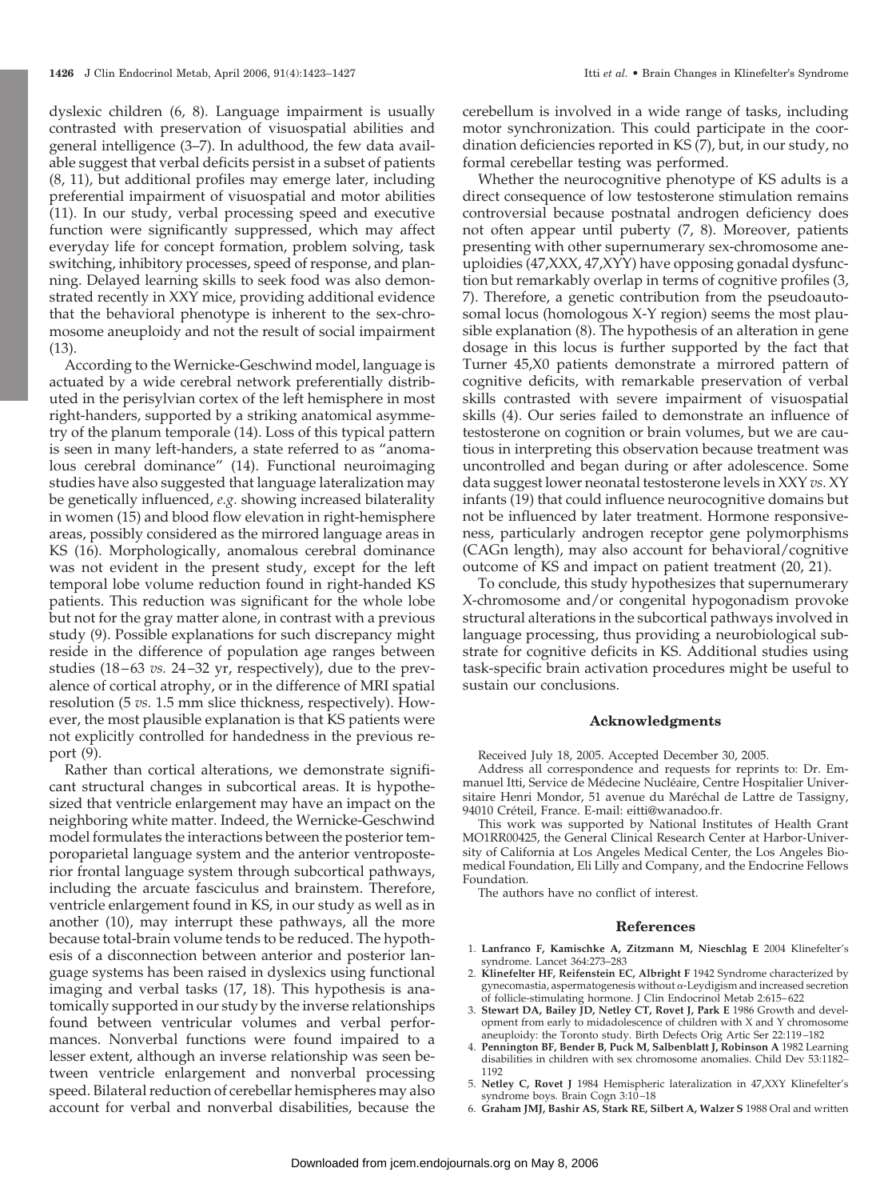dyslexic children (6, 8). Language impairment is usually contrasted with preservation of visuospatial abilities and general intelligence (3–7). In adulthood, the few data available suggest that verbal deficits persist in a subset of patients (8, 11), but additional profiles may emerge later, including preferential impairment of visuospatial and motor abilities (11). In our study, verbal processing speed and executive function were significantly suppressed, which may affect everyday life for concept formation, problem solving, task switching, inhibitory processes, speed of response, and planning. Delayed learning skills to seek food was also demonstrated recently in XXY mice, providing additional evidence that the behavioral phenotype is inherent to the sex-chromosome aneuploidy and not the result of social impairment (13).

According to the Wernicke-Geschwind model, language is actuated by a wide cerebral network preferentially distributed in the perisylvian cortex of the left hemisphere in most right-handers, supported by a striking anatomical asymmetry of the planum temporale (14). Loss of this typical pattern is seen in many left-handers, a state referred to as "anomalous cerebral dominance" (14). Functional neuroimaging studies have also suggested that language lateralization may be genetically influenced, *e.g.* showing increased bilaterality in women (15) and blood flow elevation in right-hemisphere areas, possibly considered as the mirrored language areas in KS (16). Morphologically, anomalous cerebral dominance was not evident in the present study, except for the left temporal lobe volume reduction found in right-handed KS patients. This reduction was significant for the whole lobe but not for the gray matter alone, in contrast with a previous study (9). Possible explanations for such discrepancy might reside in the difference of population age ranges between studies (18–63 *vs.* 24–32 yr, respectively), due to the prevalence of cortical atrophy, or in the difference of MRI spatial resolution (5 *vs.* 1.5 mm slice thickness, respectively). However, the most plausible explanation is that KS patients were not explicitly controlled for handedness in the previous report (9).

Rather than cortical alterations, we demonstrate significant structural changes in subcortical areas. It is hypothesized that ventricle enlargement may have an impact on the neighboring white matter. Indeed, the Wernicke-Geschwind model formulates the interactions between the posterior temporoparietal language system and the anterior ventroposterior frontal language system through subcortical pathways, including the arcuate fasciculus and brainstem. Therefore, ventricle enlargement found in KS, in our study as well as in another (10), may interrupt these pathways, all the more because total-brain volume tends to be reduced. The hypothesis of a disconnection between anterior and posterior language systems has been raised in dyslexics using functional imaging and verbal tasks (17, 18). This hypothesis is anatomically supported in our study by the inverse relationships found between ventricular volumes and verbal performances. Nonverbal functions were found impaired to a lesser extent, although an inverse relationship was seen between ventricle enlargement and nonverbal processing speed. Bilateral reduction of cerebellar hemispheres may also account for verbal and nonverbal disabilities, because the cerebellum is involved in a wide range of tasks, including motor synchronization. This could participate in the coordination deficiencies reported in KS (7), but, in our study, no formal cerebellar testing was performed.

Whether the neurocognitive phenotype of KS adults is a direct consequence of low testosterone stimulation remains controversial because postnatal androgen deficiency does not often appear until puberty (7, 8). Moreover, patients presenting with other supernumerary sex-chromosome aneuploidies (47,XXX, 47,XYY) have opposing gonadal dysfunction but remarkably overlap in terms of cognitive profiles (3, 7). Therefore, a genetic contribution from the pseudoautosomal locus (homologous X-Y region) seems the most plausible explanation (8). The hypothesis of an alteration in gene dosage in this locus is further supported by the fact that Turner 45,X0 patients demonstrate a mirrored pattern of cognitive deficits, with remarkable preservation of verbal skills contrasted with severe impairment of visuospatial skills (4). Our series failed to demonstrate an influence of testosterone on cognition or brain volumes, but we are cautious in interpreting this observation because treatment was uncontrolled and began during or after adolescence. Some data suggest lower neonatal testosterone levels in XXY *vs.* XY infants (19) that could influence neurocognitive domains but not be influenced by later treatment. Hormone responsiveness, particularly androgen receptor gene polymorphisms (CAGn length), may also account for behavioral/cognitive outcome of KS and impact on patient treatment (20, 21).

To conclude, this study hypothesizes that supernumerary X-chromosome and/or congenital hypogonadism provoke structural alterations in the subcortical pathways involved in language processing, thus providing a neurobiological substrate for cognitive deficits in KS. Additional studies using task-specific brain activation procedures might be useful to sustain our conclusions.

## Acknowledgments

Received July 18, 2005. Accepted December 30, 2005.

Address all correspondence and requests for reprints to: Dr. Emmanuel Itti, Service de Médecine Nucléaire, Centre Hospitalier Universitaire Henri Mondor, 51 avenue du Maréchal de Lattre de Tassigny, 94010 Créteil, France. E-mail: eitti@wanadoo.fr.

This work was supported by National Institutes of Health Grant MO1RR00425, the General Clinical Research Center at Harbor-University of California at Los Angeles Medical Center, the Los Angeles Biomedical Foundation, Eli Lilly and Company, and the Endocrine Fellows Foundation.

The authors have no conflict of interest.

## References

1. **Lanfranco F, Kamischke A, Zitzmann M, Nieschlag E** 2004 Klinefelter's syndrome. Lancet 364:273–283
2. **Klinefelter HF, Reifenstein EC, Albright F** 1942 Syndrome characterized by gynecomastia, aspermatogenesis without $\alpha$-Leydigism and increased secretion of follicle-stimulating hormone. J Clin Endocrinol Metab 2:615–622
3. **Stewart DA, Bailey JD, Netley CT, Rovet J, Park E** 1986 Growth and development from early to midadolescence of children with X and Y chromosome aneuploidy: the Toronto study. Birth Defects Orig Artic Ser 22:119–182
4. **Pennington BF, Bender B, Puck M, Salbenblatt J, Robinson A** 1982 Learning disabilities in children with sex chromosome anomalies. Child Dev 53:1182–1192
5. **Netley C, Rovet J** 1984 Hemispheric lateralization in 47,XXY Klinefelter's syndrome boys. Brain Cogn 3:10–18
6. **Graham JMJ, Bashir AS, Stark RE, Silbert A, Walzer S** 1988 Oral and written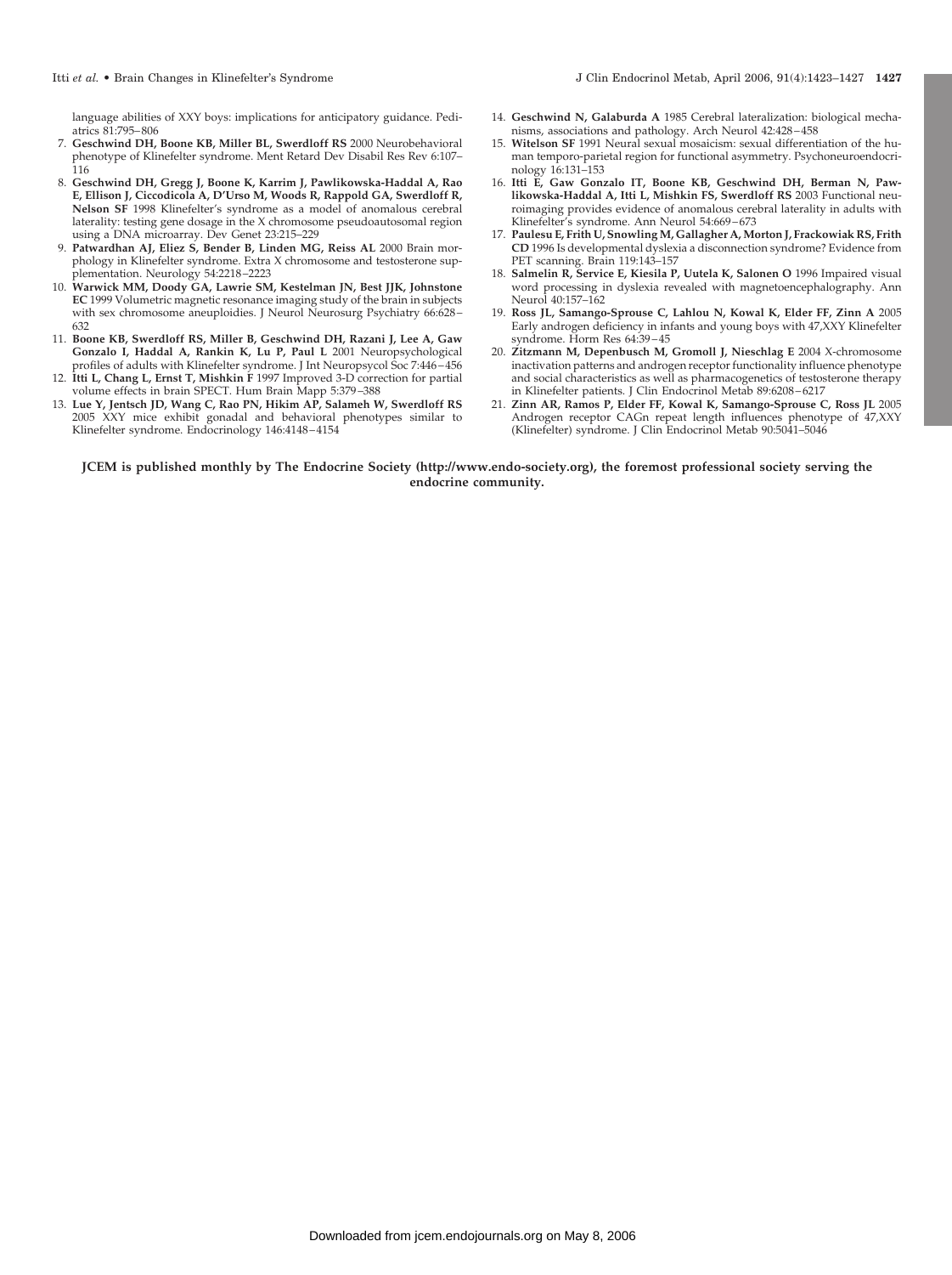language abilities of XXY boys: implications for anticipatory guidance. Pediatrics 81:795–806

7. **Geschwind DH, Boone KB, Miller BL, Swerdloff RS** 2000 Neurobehavioral phenotype of Klinefelter syndrome. Ment Retard Dev Disabil Res Rev 6:107–116
8. **Geschwind DH, Gregg J, Boone K, Karrim J, Pawlikowska-Haddal A, Rao E, Ellison J, Ciccodicola A, D'Urso M, Woods R, Rappold GA, Swerdloff R, Nelson SF** 1998 Klinefelter's syndrome as a model of anomalous cerebral laterality: testing gene dosage in the X chromosome pseudoautosomal region using a DNA microarray. Dev Genet 23:215–229
9. **Patwardhan AJ, Eliez S, Bender B, Linden MG, Reiss AL** 2000 Brain morphology in Klinefelter syndrome. Extra X chromosome and testosterone supplementation. Neurology 54:2218–2223
10. **Warwick MM, Doody GA, Lawrie SM, Kestelman JN, Best JJK, Johnstone EC** 1999 Volumetric magnetic resonance imaging study of the brain in subjects with sex chromosome aneuploidies. J Neurol Neurosurg Psychiatry 66:628–632
11. **Boone KB, Swerdloff RS, Miller B, Geschwind DH, Razani J, Lee A, Gaw Gonzalo I, Haddal A, Rankin K, Lu P, Paul L** 2001 Neuropsychological profiles of adults with Klinefelter syndrome. J Int Neuropsycol Soc 7:446–456
12. **Itti L, Chang L, Ernst T, Mishkin F** 1997 Improved 3-D correction for partial volume effects in brain SPECT. Hum Brain Mapp 5:379–388
13. **Lue Y, Jentsch JD, Wang C, Rao PN, Hikim AP, Salameh W, Swerdloff RS** 2005 XXY mice exhibit gonadal and behavioral phenotypes similar to Klinefelter syndrome. Endocrinology 146:4148–4154
14. **Geschwind N, Galaburda A** 1985 Cerebral lateralization: biological mechanisms, associations and pathology. Arch Neurol 42:428–458
15. **Witelson SF** 1991 Neural sexual mosaicism: sexual differentiation of the human temporo-parietal region for functional asymmetry. Psychoneuroendocrinology 16:131–153
16. **Itti E, Gaw Gonzalo IT, Boone KB, Geschwind DH, Berman N, Pawlikowska-Haddal A, Itti L, Mishkin FS, Swerdloff RS** 2003 Functional neuroimaging provides evidence of anomalous cerebral laterality in adults with Klinefelter's syndrome. Ann Neurol 54:669–673
17. **Paulesu E, Frith U, Snowling M, Gallagher A, Morton J, Frackowiak RS, Frith CD** 1996 Is developmental dyslexia a disconnection syndrome? Evidence from PET scanning. Brain 119:143–157
18. **Salmelin R, Service E, Kiesila P, Uutela K, Salonen O** 1996 Impaired visual word processing in dyslexia revealed with magnetoencephalography. Ann Neurol 40:157–162
19. **Ross JL, Samango-Sprouse C, Lahlou N, Kowal K, Elder FF, Zinn A** 2005 Early androgen deficiency in infants and young boys with 47,XXY Klinefelter syndrome. Horm Res 64:39–45
20. **Zitzmann M, Depenbusch M, Gromoll J, Nieschlag E** 2004 X-chromosome inactivation patterns and androgen receptor functionality influence phenotype and social characteristics as well as pharmacogenetics of testosterone therapy in Klinefelter patients. J Clin Endocrinol Metab 89:6208–6217
21. **Zinn AR, Ramos P, Elder FF, Kowal K, Samango-Sprouse C, Ross JL** 2005 Androgen receptor CAGn repeat length influences phenotype of 47,XXY (Klinefelter) syndrome. J Clin Endocrinol Metab 90:5041–5046

**JCEM is published monthly by The Endocrine Society (http://www.endo-society.org), the foremost professional society serving the endocrine community.**